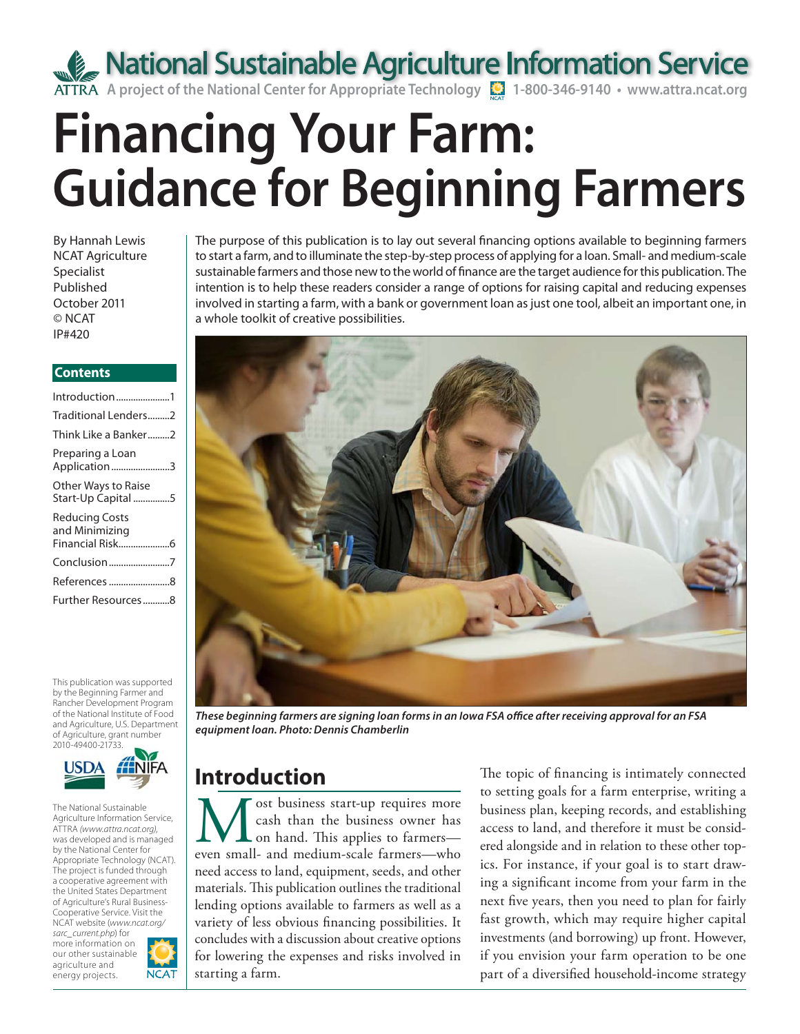National Sustainable Agriculture Information Service

ATTRA A project of the National Center for Appropriate Technology 1-800-346-9140 • www.attra.ncat.org

# Financing Your Farm: Guidance for Beginning Farmers

By Hannah Lewis
NCAT Agriculture Specialist
Published October 2011
© NCAT
IP#420

**Contents**

Introduction ......................1
Traditional Lenders.........2
Think Like a Banker.........2
Preparing a Loan Application........................3
Other Ways to Raise Start-Up Capital ...............5
Reducing Costs and Minimizing Financial Risk.....................6
Conclusion.........................7
References .........................8
Further Resources...........8

This publication was supported by the Beginning Farmer and Rancher Development Program of the National Institute of Food and Agriculture, U.S. Department of Agriculture, grant number 2010-49400-21733.

The National Sustainable Agriculture Information Service, ATTRA *(www.attra.ncat.org)*, was developed and is managed by the National Center for Appropriate Technology (NCAT). The project is funded through a cooperative agreement with the United States Department of Agriculture's Rural Business-Cooperative Service. Visit the NCAT website (*www.ncat.org/sarc_current.php*) for more information on our other sustainable agriculture and energy projects.

The purpose of this publication is to lay out several financing options available to beginning farmers to start a farm, and to illuminate the step-by-step process of applying for a loan. Small- and medium-scale sustainable farmers and those new to the world of finance are the target audience for this publication. The intention is to help these readers consider a range of options for raising capital and reducing expenses involved in starting a farm, with a bank or government loan as just one tool, albeit an important one, in a whole toolkit of creative possibilities.

***These beginning farmers are signing loan forms in an Iowa FSA office after receiving approval for an FSA equipment loan. Photo: Dennis Chamberlin***

## Introduction

Most business start-up requires more cash than the business owner has on hand. This applies to farmers—even small- and medium-scale farmers—who need access to land, equipment, seeds, and other materials. This publication outlines the traditional lending options available to farmers as well as a variety of less obvious financing possibilities. It concludes with a discussion about creative options for lowering the expenses and risks involved in starting a farm.

The topic of financing is intimately connected to setting goals for a farm enterprise, writing a business plan, keeping records, and establishing access to land, and therefore it must be considered alongside and in relation to these other topics. For instance, if your goal is to start drawing a significant income from your farm in the next five years, then you need to plan for fairly fast growth, which may require higher capital investments (and borrowing) up front. However, if you envision your farm operation to be one part of a diversified household-income strategy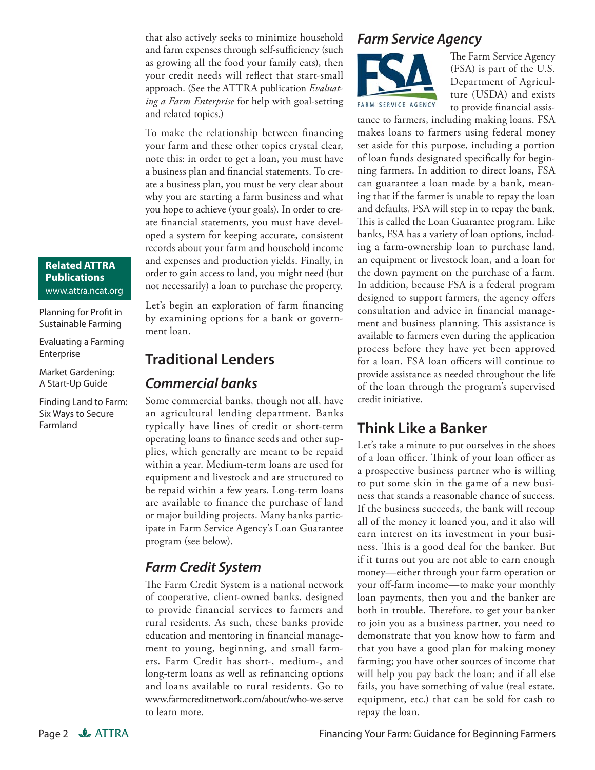that also actively seeks to minimize household and farm expenses through self-sufficiency (such as growing all the food your family eats), then your credit needs will reflect that start-small approach. (See the ATTRA publication *Evaluating a Farm Enterprise* for help with goal-setting and related topics.)

To make the relationship between financing your farm and these other topics crystal clear, note this: in order to get a loan, you must have a business plan and financial statements. To create a business plan, you must be very clear about why you are starting a farm business and what you hope to achieve (your goals). In order to create financial statements, you must have developed a system for keeping accurate, consistent records about your farm and household income and expenses and production yields. Finally, in order to gain access to land, you might need (but not necessarily) a loan to purchase the property.

Let's begin an exploration of farm financing by examining options for a bank or government loan.

**Related ATTRA Publications**
www.attra.ncat.org

- Planning for Profit in Sustainable Farming
- Evaluating a Farming Enterprise
- Market Gardening: A Start-Up Guide
- Finding Land to Farm: Six Ways to Secure Farmland

## Traditional Lenders

### *Commercial banks*

Some commercial banks, though not all, have an agricultural lending department. Banks typically have lines of credit or short-term operating loans to finance seeds and other supplies, which generally are meant to be repaid within a year. Medium-term loans are used for equipment and livestock and are structured to be repaid within a few years. Long-term loans are available to finance the purchase of land or major building projects. Many banks participate in Farm Service Agency's Loan Guarantee program (see below).

### *Farm Credit System*

The Farm Credit System is a national network of cooperative, client-owned banks, designed to provide financial services to farmers and rural residents. As such, these banks provide education and mentoring in financial management to young, beginning, and small farmers. Farm Credit has short-, medium-, and long-term loans as well as refinancing options and loans available to rural residents. Go to www.farmcreditnetwork.com/about/who-we-serve to learn more.

### *Farm Service Agency*

FSA
FARM SERVICE AGENCY

The Farm Service Agency (FSA) is part of the U.S. Department of Agriculture (USDA) and exists to provide financial assistance to farmers, including making loans. FSA makes loans to farmers using federal money set aside for this purpose, including a portion of loan funds designated specifically for beginning farmers. In addition to direct loans, FSA can guarantee a loan made by a bank, meaning that if the farmer is unable to repay the loan and defaults, FSA will step in to repay the bank. This is called the Loan Guarantee program. Like banks, FSA has a variety of loan options, including a farm-ownership loan to purchase land, an equipment or livestock loan, and a loan for the down payment on the purchase of a farm. In addition, because FSA is a federal program designed to support farmers, the agency offers consultation and advice in financial management and business planning. This assistance is available to farmers even during the application process before they have yet been approved for a loan. FSA loan officers will continue to provide assistance as needed throughout the life of the loan through the program's supervised credit initiative.

## Think Like a Banker

Let's take a minute to put ourselves in the shoes of a loan officer. Think of your loan officer as a prospective business partner who is willing to put some skin in the game of a new business that stands a reasonable chance of success. If the business succeeds, the bank will recoup all of the money it loaned you, and it also will earn interest on its investment in your business. This is a good deal for the banker. But if it turns out you are not able to earn enough money—either through your farm operation or your off-farm income—to make your monthly loan payments, then you and the banker are both in trouble. Therefore, to get your banker to join you as a business partner, you need to demonstrate that you know how to farm and that you have a good plan for making money farming; you have other sources of income that will help you pay back the loan; and if all else fails, you have something of value (real estate, equipment, etc.) that can be sold for cash to repay the loan.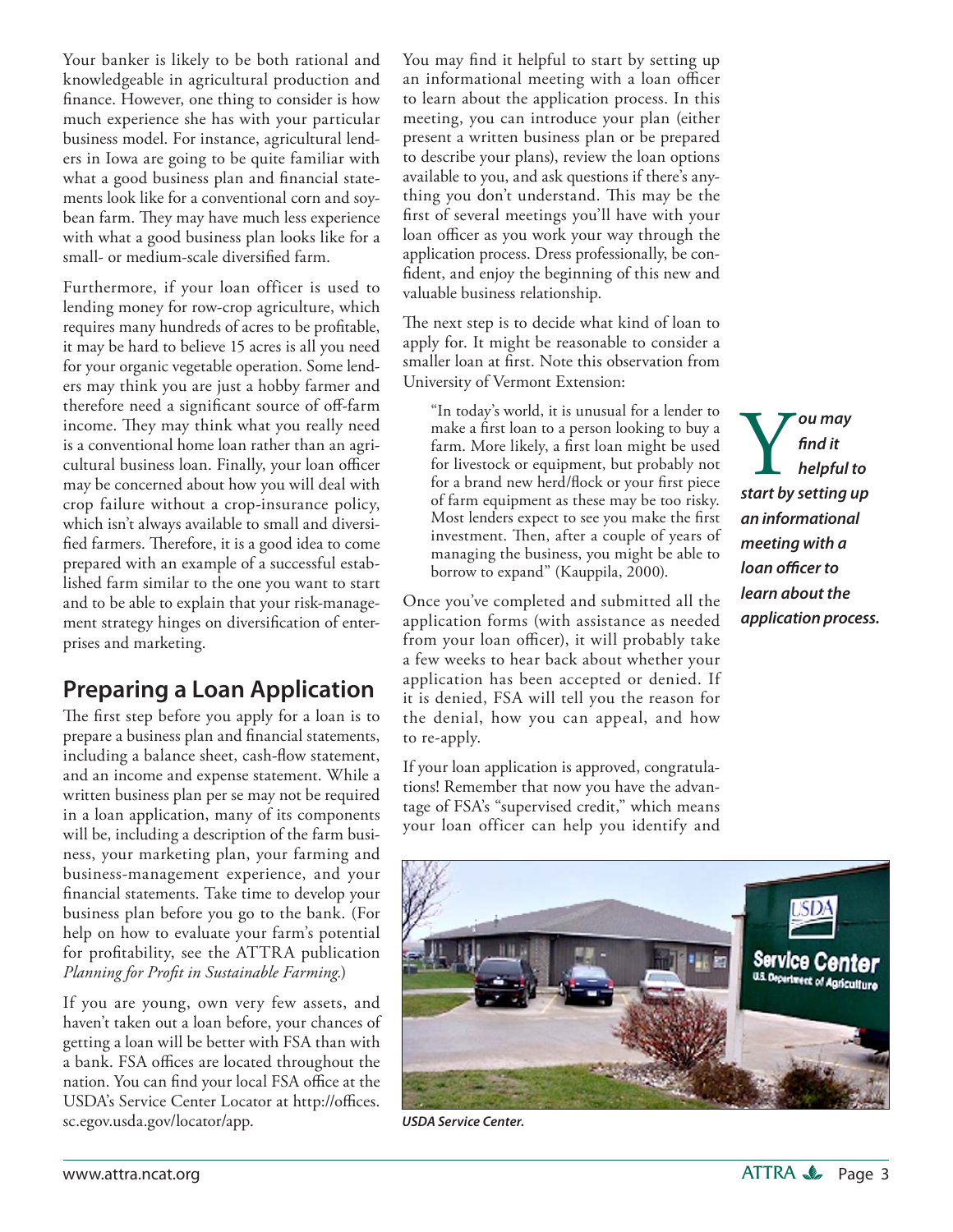Your banker is likely to be both rational and knowledgeable in agricultural production and finance. However, one thing to consider is how much experience she has with your particular business model. For instance, agricultural lenders in Iowa are going to be quite familiar with what a good business plan and financial statements look like for a conventional corn and soybean farm. They may have much less experience with what a good business plan looks like for a small- or medium-scale diversified farm.

Furthermore, if your loan officer is used to lending money for row-crop agriculture, which requires many hundreds of acres to be profitable, it may be hard to believe 15 acres is all you need for your organic vegetable operation. Some lenders may think you are just a hobby farmer and therefore need a significant source of off-farm income. They may think what you really need is a conventional home loan rather than an agricultural business loan. Finally, your loan officer may be concerned about how you will deal with crop failure without a crop-insurance policy, which isn't always available to small and diversified farmers. Therefore, it is a good idea to come prepared with an example of a successful established farm similar to the one you want to start and to be able to explain that your risk-management strategy hinges on diversification of enterprises and marketing.

## Preparing a Loan Application

The first step before you apply for a loan is to prepare a business plan and financial statements, including a balance sheet, cash-flow statement, and an income and expense statement. While a written business plan per se may not be required in a loan application, many of its components will be, including a description of the farm business, your marketing plan, your farming and business-management experience, and your financial statements. Take time to develop your business plan before you go to the bank. (For help on how to evaluate your farm's potential for profitability, see the ATTRA publication *Planning for Profit in Sustainable Farming*.)

If you are young, own very few assets, and haven't taken out a loan before, your chances of getting a loan will be better with FSA than with a bank. FSA offices are located throughout the nation. You can find your local FSA office at the USDA's Service Center Locator at http://offices.sc.egov.usda.gov/locator/app.

You may find it helpful to start by setting up an informational meeting with a loan officer to learn about the application process. In this meeting, you can introduce your plan (either present a written business plan or be prepared to describe your plans), review the loan options available to you, and ask questions if there's anything you don't understand. This may be the first of several meetings you'll have with your loan officer as you work your way through the application process. Dress professionally, be confident, and enjoy the beginning of this new and valuable business relationship.

The next step is to decide what kind of loan to apply for. It might be reasonable to consider a smaller loan at first. Note this observation from University of Vermont Extension:

> "In today's world, it is unusual for a lender to make a first loan to a person looking to buy a farm. More likely, a first loan might be used for livestock or equipment, but probably not for a brand new herd/flock or your first piece of farm equipment as these may be too risky. Most lenders expect to see you make the first investment. Then, after a couple of years of managing the business, you might be able to borrow to expand" (Kauppila, 2000).

***You may find it helpful to start by setting up an informational meeting with a loan officer to learn about the application process.***

Once you've completed and submitted all the application forms (with assistance as needed from your loan officer), it will probably take a few weeks to hear back about whether your application has been accepted or denied. If it is denied, FSA will tell you the reason for the denial, how you can appeal, and how to re-apply.

If your loan application is approved, congratulations! Remember that now you have the advantage of FSA's "supervised credit," which means your loan officer can help you identify and

***USDA Service Center.***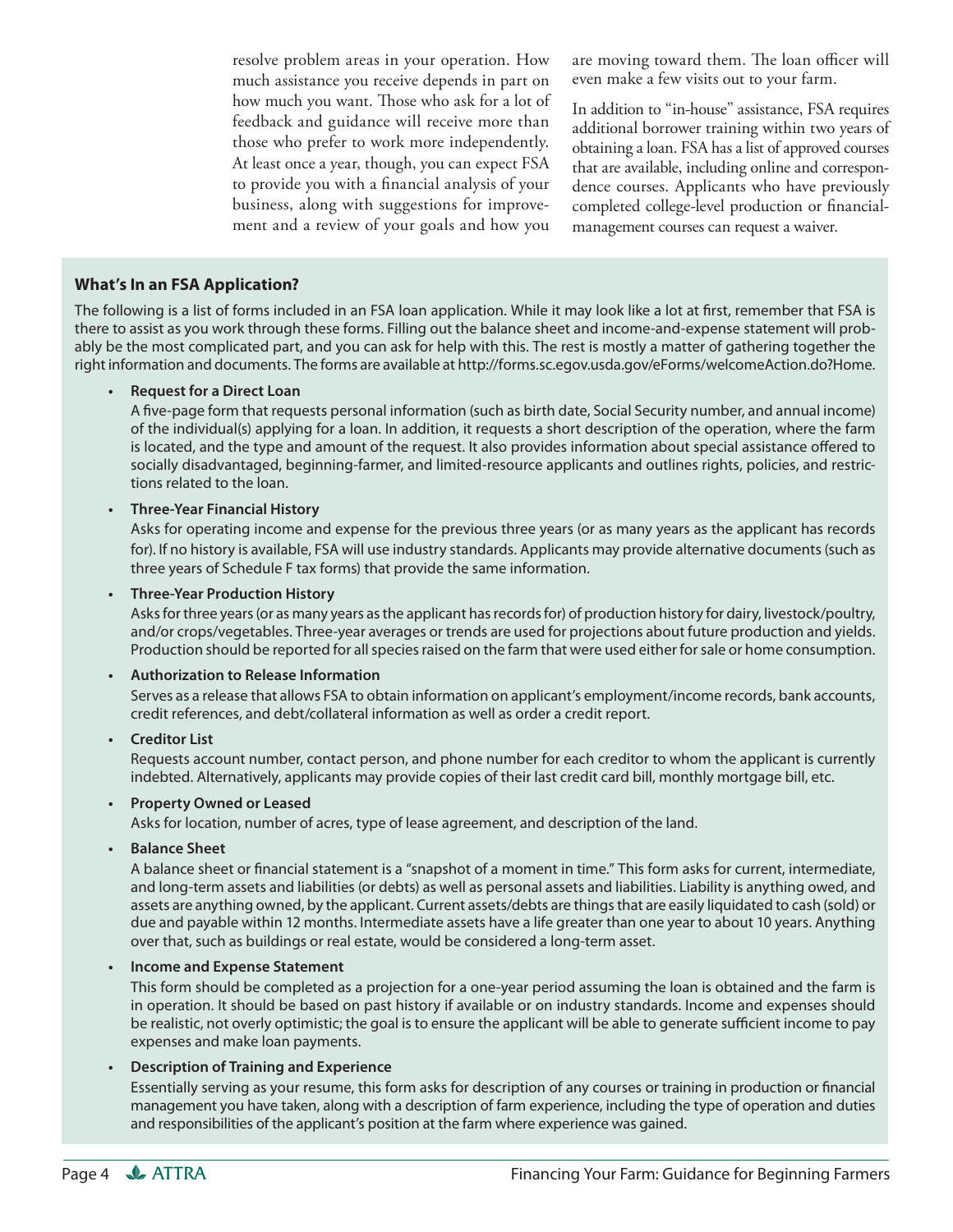resolve problem areas in your operation. How much assistance you receive depends in part on how much you want. Those who ask for a lot of feedback and guidance will receive more than those who prefer to work more independently. At least once a year, though, you can expect FSA to provide you with a financial analysis of your business, along with suggestions for improvement and a review of your goals and how you are moving toward them. The loan officer will even make a few visits out to your farm.

In addition to "in-house" assistance, FSA requires additional borrower training within two years of obtaining a loan. FSA has a list of approved courses that are available, including online and correspondence courses. Applicants who have previously completed college-level production or financial-management courses can request a waiver.

### What's In an FSA Application?

The following is a list of forms included in an FSA loan application. While it may look like a lot at first, remember that FSA is there to assist as you work through these forms. Filling out the balance sheet and income-and-expense statement will probably be the most complicated part, and you can ask for help with this. The rest is mostly a matter of gathering together the right information and documents. The forms are available at http://forms.sc.egov.usda.gov/eForms/welcomeAction.do?Home.

- **Request for a Direct Loan**
  A five-page form that requests personal information (such as birth date, Social Security number, and annual income) of the individual(s) applying for a loan. In addition, it requests a short description of the operation, where the farm is located, and the type and amount of the request. It also provides information about special assistance offered to socially disadvantaged, beginning-farmer, and limited-resource applicants and outlines rights, policies, and restrictions related to the loan.

- **Three-Year Financial History**
  Asks for operating income and expense for the previous three years (or as many years as the applicant has records for). If no history is available, FSA will use industry standards. Applicants may provide alternative documents (such as three years of Schedule F tax forms) that provide the same information.

- **Three-Year Production History**
  Asks for three years (or as many years as the applicant has records for) of production history for dairy, livestock/poultry, and/or crops/vegetables. Three-year averages or trends are used for projections about future production and yields. Production should be reported for all species raised on the farm that were used either for sale or home consumption.

- **Authorization to Release Information**
  Serves as a release that allows FSA to obtain information on applicant's employment/income records, bank accounts, credit references, and debt/collateral information as well as order a credit report.

- **Creditor List**
  Requests account number, contact person, and phone number for each creditor to whom the applicant is currently indebted. Alternatively, applicants may provide copies of their last credit card bill, monthly mortgage bill, etc.

- **Property Owned or Leased**
  Asks for location, number of acres, type of lease agreement, and description of the land.

- **Balance Sheet**
  A balance sheet or financial statement is a "snapshot of a moment in time." This form asks for current, intermediate, and long-term assets and liabilities (or debts) as well as personal assets and liabilities. Liability is anything owed, and assets are anything owned, by the applicant. Current assets/debts are things that are easily liquidated to cash (sold) or due and payable within 12 months. Intermediate assets have a life greater than one year to about 10 years. Anything over that, such as buildings or real estate, would be considered a long-term asset.

- **Income and Expense Statement**
  This form should be completed as a projection for a one-year period assuming the loan is obtained and the farm is in operation. It should be based on past history if available or on industry standards. Income and expenses should be realistic, not overly optimistic; the goal is to ensure the applicant will be able to generate sufficient income to pay expenses and make loan payments.

- **Description of Training and Experience**
  Essentially serving as your resume, this form asks for description of any courses or training in production or financial management you have taken, along with a description of farm experience, including the type of operation and duties and responsibilities of the applicant's position at the farm where experience was gained.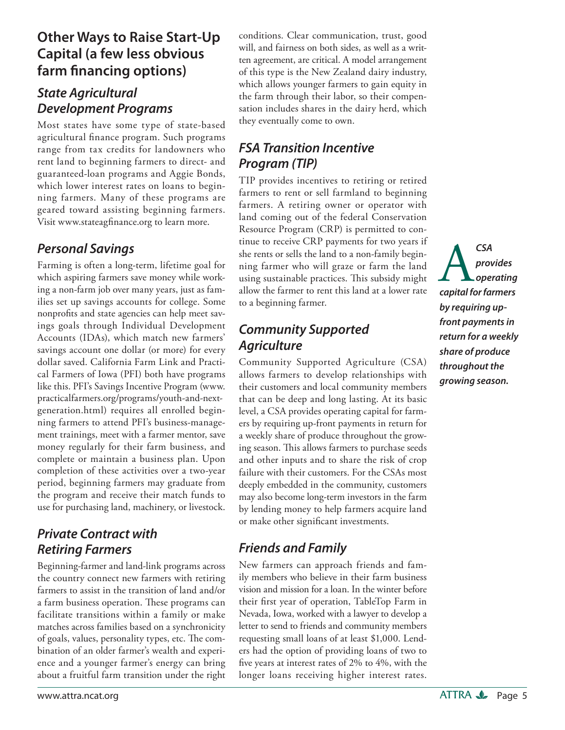## Other Ways to Raise Start-Up Capital (a few less obvious farm financing options)

### *State Agricultural Development Programs*

Most states have some type of state-based agricultural finance program. Such programs range from tax credits for landowners who rent land to beginning farmers to direct- and guaranteed-loan programs and Aggie Bonds, which lower interest rates on loans to beginning farmers. Many of these programs are geared toward assisting beginning farmers. Visit www.stateagfinance.org to learn more.

### *Personal Savings*

Farming is often a long-term, lifetime goal for which aspiring farmers save money while working a non-farm job over many years, just as families set up savings accounts for college. Some nonprofits and state agencies can help meet savings goals through Individual Development Accounts (IDAs), which match new farmers' savings account one dollar (or more) for every dollar saved. California Farm Link and Practical Farmers of Iowa (PFI) both have programs like this. PFI's Savings Incentive Program (www.practicalfarmers.org/programs/youth-and-next-generation.html) requires all enrolled beginning farmers to attend PFI's business-management trainings, meet with a farmer mentor, save money regularly for their farm business, and complete or maintain a business plan. Upon completion of these activities over a two-year period, beginning farmers may graduate from the program and receive their match funds to use for purchasing land, machinery, or livestock.

### *Private Contract with Retiring Farmers*

Beginning-farmer and land-link programs across the country connect new farmers with retiring farmers to assist in the transition of land and/or a farm business operation. These programs can facilitate transitions within a family or make matches across families based on a synchronicity of goals, values, personality types, etc. The combination of an older farmer's wealth and experience and a younger farmer's energy can bring about a fruitful farm transition under the right conditions. Clear communication, trust, good will, and fairness on both sides, as well as a written agreement, are critical. A model arrangement of this type is the New Zealand dairy industry, which allows younger farmers to gain equity in the farm through their labor, so their compensation includes shares in the dairy herd, which they eventually come to own.

### *FSA Transition Incentive Program (TIP)*

TIP provides incentives to retiring or retired farmers to rent or sell farmland to beginning farmers. A retiring owner or operator with land coming out of the federal Conservation Resource Program (CRP) is permitted to continue to receive CRP payments for two years if she rents or sells the land to a non-family beginning farmer who will graze or farm the land using sustainable practices. This subsidy might allow the farmer to rent this land at a lower rate to a beginning farmer.

### *Community Supported Agriculture*

Community Supported Agriculture (CSA) allows farmers to develop relationships with their customers and local community members that can be deep and long lasting. At its basic level, a CSA provides operating capital for farmers by requiring up-front payments in return for a weekly share of produce throughout the growing season. This allows farmers to purchase seeds and other inputs and to share the risk of crop failure with their customers. For the CSAs most deeply embedded in the community, customers may also become long-term investors in the farm by lending money to help farmers acquire land or make other significant investments.

***A CSA provides operating capital for farmers by requiring up-front payments in return for a weekly share of produce throughout the growing season.***

### *Friends and Family*

New farmers can approach friends and family members who believe in their farm business vision and mission for a loan. In the winter before their first year of operation, TableTop Farm in Nevada, Iowa, worked with a lawyer to develop a letter to send to friends and community members requesting small loans of at least $1,000. Lenders had the option of providing loans of two to five years at interest rates of 2% to 4%, with the longer loans receiving higher interest rates.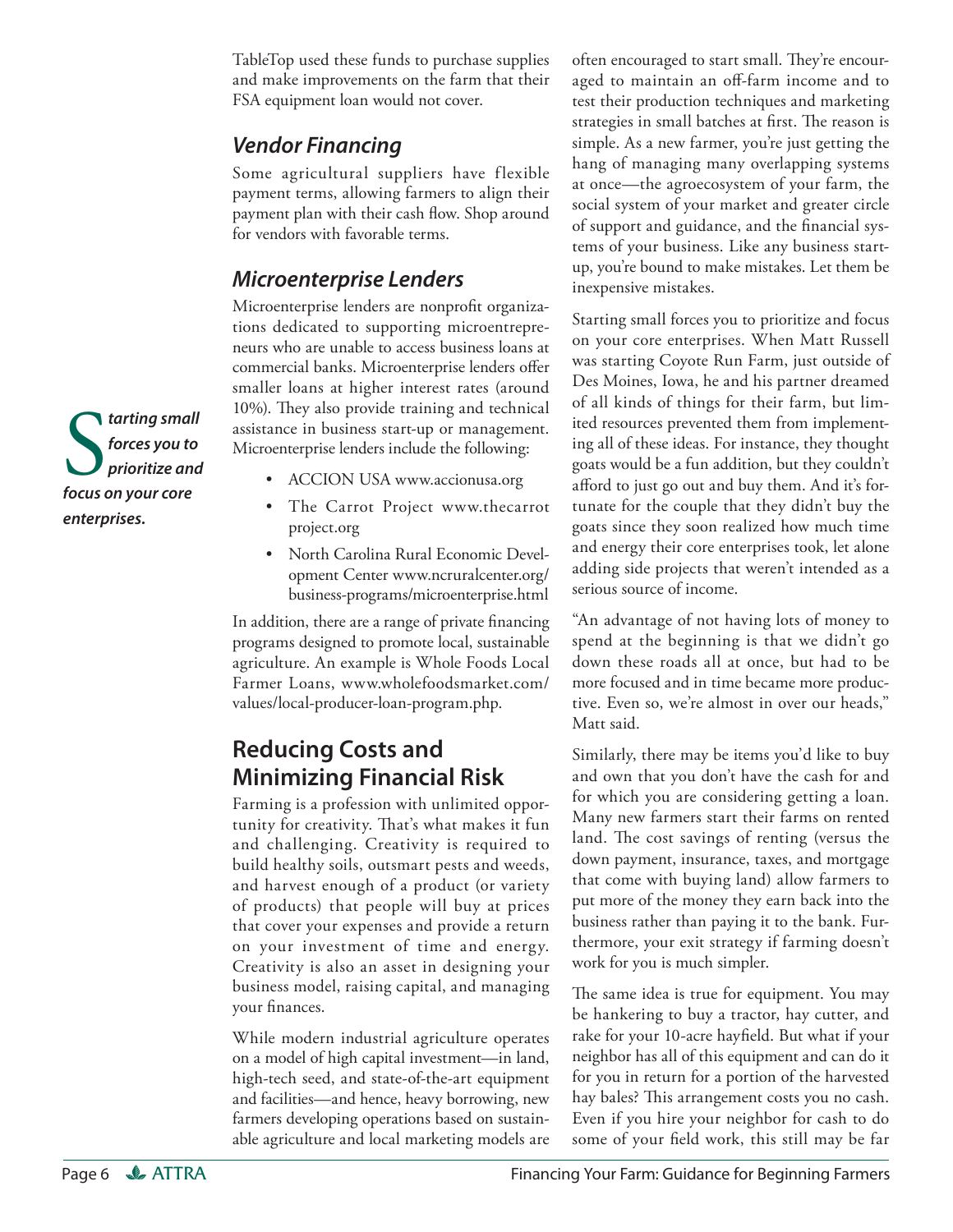TableTop used these funds to purchase supplies and make improvements on the farm that their FSA equipment loan would not cover.

### *Vendor Financing*

Some agricultural suppliers have flexible payment terms, allowing farmers to align their payment plan with their cash flow. Shop around for vendors with favorable terms.

### *Microenterprise Lenders*

Microenterprise lenders are nonprofit organizations dedicated to supporting microentrepreneurs who are unable to access business loans at commercial banks. Microenterprise lenders offer smaller loans at higher interest rates (around 10%). They also provide training and technical assistance in business start-up or management. Microenterprise lenders include the following:

- ACCION USA www.accionusa.org
- The Carrot Project www.thecarrotproject.org
- North Carolina Rural Economic Development Center www.ncruralcenter.org/business-programs/microenterprise.html

In addition, there are a range of private financing programs designed to promote local, sustainable agriculture. An example is Whole Foods Local Farmer Loans, www.wholefoodsmarket.com/values/local-producer-loan-program.php.

## Reducing Costs and Minimizing Financial Risk

Farming is a profession with unlimited opportunity for creativity. That's what makes it fun and challenging. Creativity is required to build healthy soils, outsmart pests and weeds, and harvest enough of a product (or variety of products) that people will buy at prices that cover your expenses and provide a return on your investment of time and energy. Creativity is also an asset in designing your business model, raising capital, and managing your finances.

While modern industrial agriculture operates on a model of high capital investment—in land, high-tech seed, and state-of-the-art equipment and facilities—and hence, heavy borrowing, new farmers developing operations based on sustainable agriculture and local marketing models are often encouraged to start small. They're encouraged to maintain an off-farm income and to test their production techniques and marketing strategies in small batches at first. The reason is simple. As a new farmer, you're just getting the hang of managing many overlapping systems at once—the agroecosystem of your farm, the social system of your market and greater circle of support and guidance, and the financial systems of your business. Like any business start-up, you're bound to make mistakes. Let them be inexpensive mistakes.

***Starting small forces you to prioritize and focus on your core enterprises.***

Starting small forces you to prioritize and focus on your core enterprises. When Matt Russell was starting Coyote Run Farm, just outside of Des Moines, Iowa, he and his partner dreamed of all kinds of things for their farm, but limited resources prevented them from implementing all of these ideas. For instance, they thought goats would be a fun addition, but they couldn't afford to just go out and buy them. And it's fortunate for the couple that they didn't buy the goats since they soon realized how much time and energy their core enterprises took, let alone adding side projects that weren't intended as a serious source of income.

"An advantage of not having lots of money to spend at the beginning is that we didn't go down these roads all at once, but had to be more focused and in time became more productive. Even so, we're almost in over our heads," Matt said.

Similarly, there may be items you'd like to buy and own that you don't have the cash for and for which you are considering getting a loan. Many new farmers start their farms on rented land. The cost savings of renting (versus the down payment, insurance, taxes, and mortgage that come with buying land) allow farmers to put more of the money they earn back into the business rather than paying it to the bank. Furthermore, your exit strategy if farming doesn't work for you is much simpler.

The same idea is true for equipment. You may be hankering to buy a tractor, hay cutter, and rake for your 10-acre hayfield. But what if your neighbor has all of this equipment and can do it for you in return for a portion of the harvested hay bales? This arrangement costs you no cash. Even if you hire your neighbor for cash to do some of your field work, this still may be far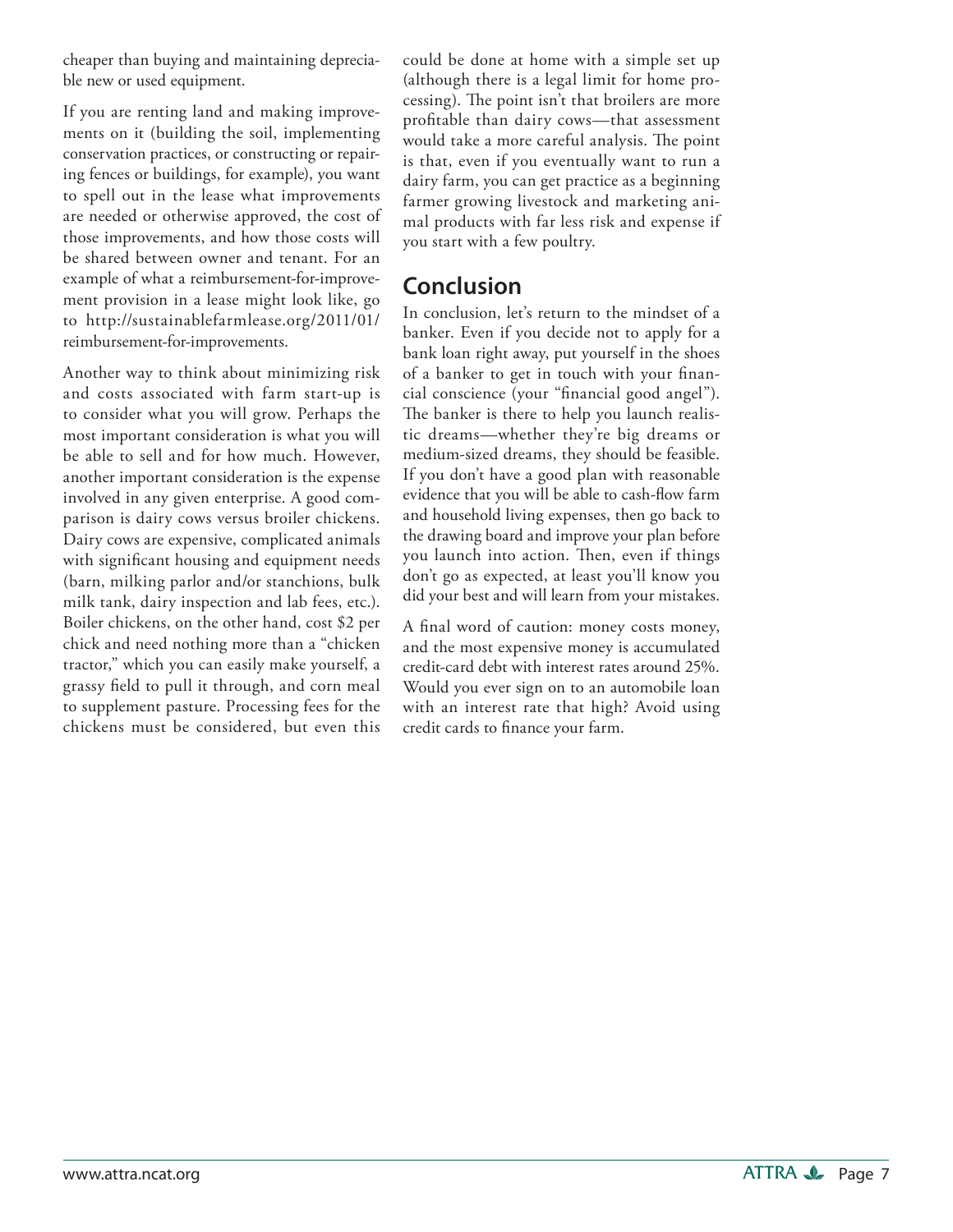cheaper than buying and maintaining depreciable new or used equipment.

If you are renting land and making improvements on it (building the soil, implementing conservation practices, or constructing or repairing fences or buildings, for example), you want to spell out in the lease what improvements are needed or otherwise approved, the cost of those improvements, and how those costs will be shared between owner and tenant. For an example of what a reimbursement-for-improvement provision in a lease might look like, go to http://sustainablefarmlease.org/2011/01/reimbursement-for-improvements.

Another way to think about minimizing risk and costs associated with farm start-up is to consider what you will grow. Perhaps the most important consideration is what you will be able to sell and for how much. However, another important consideration is the expense involved in any given enterprise. A good comparison is dairy cows versus broiler chickens. Dairy cows are expensive, complicated animals with significant housing and equipment needs (barn, milking parlor and/or stanchions, bulk milk tank, dairy inspection and lab fees, etc.). Boiler chickens, on the other hand, cost $2 per chick and need nothing more than a "chicken tractor," which you can easily make yourself, a grassy field to pull it through, and corn meal to supplement pasture. Processing fees for the chickens must be considered, but even this could be done at home with a simple set up (although there is a legal limit for home processing). The point isn't that broilers are more profitable than dairy cows—that assessment would take a more careful analysis. The point is that, even if you eventually want to run a dairy farm, you can get practice as a beginning farmer growing livestock and marketing animal products with far less risk and expense if you start with a few poultry.

## Conclusion

In conclusion, let's return to the mindset of a banker. Even if you decide not to apply for a bank loan right away, put yourself in the shoes of a banker to get in touch with your financial conscience (your "financial good angel"). The banker is there to help you launch realistic dreams—whether they're big dreams or medium-sized dreams, they should be feasible. If you don't have a good plan with reasonable evidence that you will be able to cash-flow farm and household living expenses, then go back to the drawing board and improve your plan before you launch into action. Then, even if things don't go as expected, at least you'll know you did your best and will learn from your mistakes.

A final word of caution: money costs money, and the most expensive money is accumulated credit-card debt with interest rates around 25%. Would you ever sign on to an automobile loan with an interest rate that high? Avoid using credit cards to finance your farm.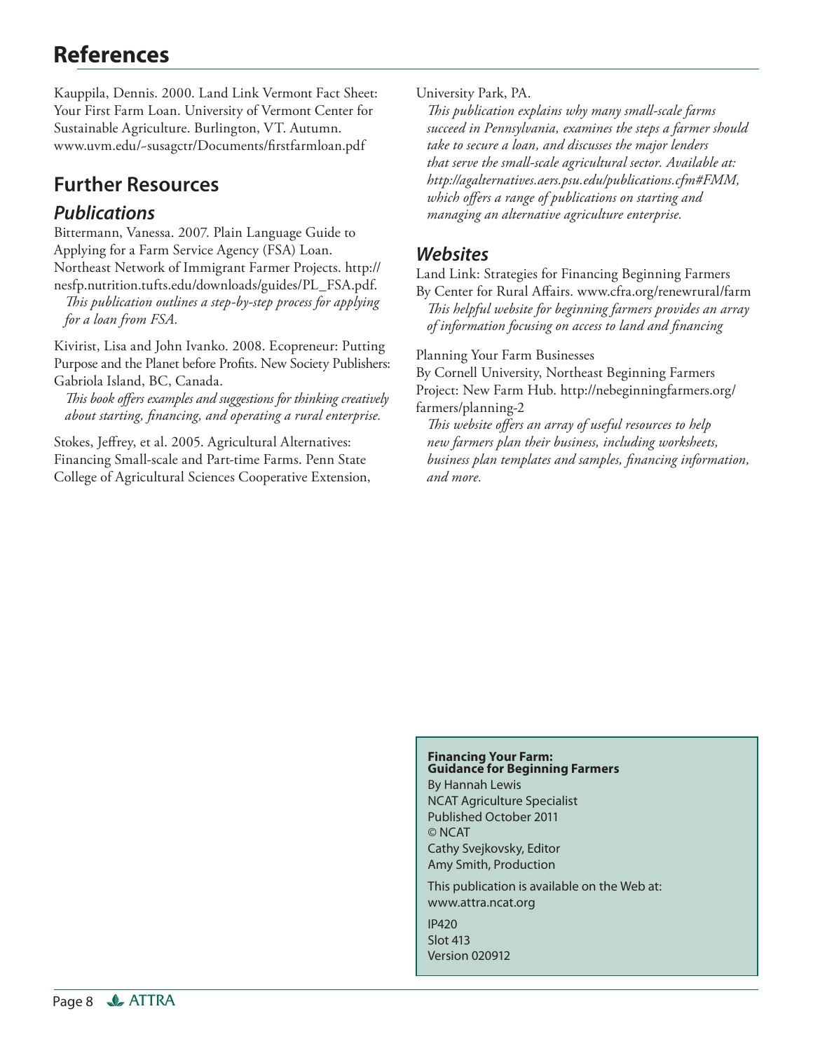## References

Kauppila, Dennis. 2000. Land Link Vermont Fact Sheet: Your First Farm Loan. University of Vermont Center for Sustainable Agriculture. Burlington, VT. Autumn. www.uvm.edu/~susagctr/Documents/firstfarmloan.pdf

## Further Resources

### Publications

Bittermann, Vanessa. 2007. Plain Language Guide to Applying for a Farm Service Agency (FSA) Loan. Northeast Network of Immigrant Farmer Projects. http://nesfp.nutrition.tufts.edu/downloads/guides/PL_FSA.pdf.

*This publication outlines a step-by-step process for applying for a loan from FSA.*

Kivirist, Lisa and John Ivanko. 2008. Ecopreneur: Putting Purpose and the Planet before Profits. New Society Publishers: Gabriola Island, BC, Canada.

*This book offers examples and suggestions for thinking creatively about starting, financing, and operating a rural enterprise.*

Stokes, Jeffrey, et al. 2005. Agricultural Alternatives: Financing Small-scale and Part-time Farms. Penn State College of Agricultural Sciences Cooperative Extension, University Park, PA.

*This publication explains why many small-scale farms succeed in Pennsylvania, examines the steps a farmer should take to secure a loan, and discusses the major lenders that serve the small-scale agricultural sector. Available at: http://agalternatives.aers.psu.edu/publications.cfm#FMM, which offers a range of publications on starting and managing an alternative agriculture enterprise.*

### Websites

Land Link: Strategies for Financing Beginning Farmers
By Center for Rural Affairs. www.cfra.org/renewrural/farm

*This helpful website for beginning farmers provides an array of information focusing on access to land and financing*

Planning Your Farm Businesses
By Cornell University, Northeast Beginning Farmers Project: New Farm Hub. http://nebeginningfarmers.org/farmers/planning-2

*This website offers an array of useful resources to help new farmers plan their business, including worksheets, business plan templates and samples, financing information, and more.*

**Financing Your Farm: Guidance for Beginning Farmers**
By Hannah Lewis
NCAT Agriculture Specialist
Published October 2011
© NCAT
Cathy Svejkovsky, Editor
Amy Smith, Production

This publication is available on the Web at:
www.attra.ncat.org

IP420
Slot 413
Version 020912